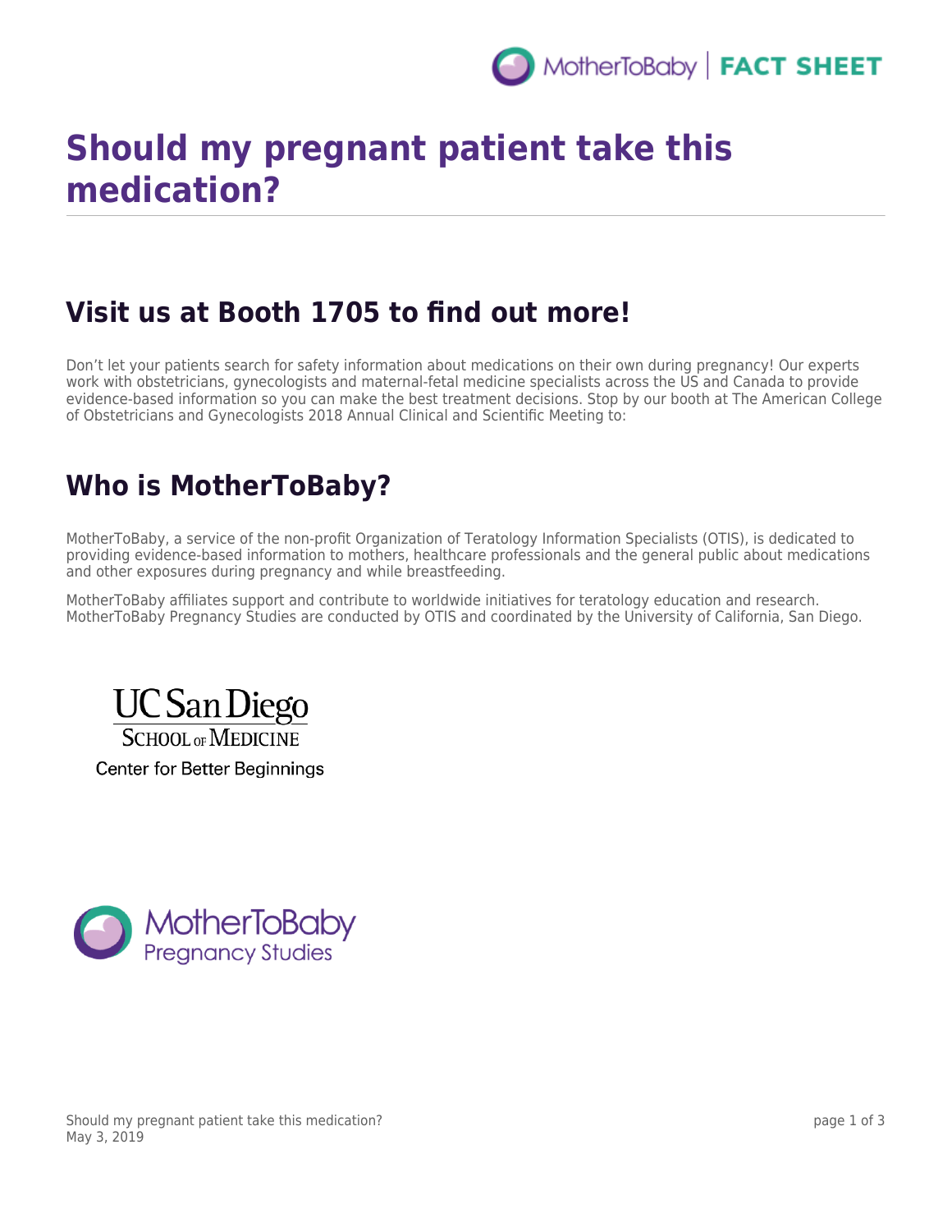# Should my pregnant patient take this medication?

## Visit us at Booth 1705 to find out more!

Don't let your patients search for safety information about medications on their own during pregnancy! Our experts work with obstetricians, gynecologists and maternal-fetal medicine specialists across the US and Canada to provide evidence-based information so you can make the best treatment decisions. Stop by our booth at The American College of Obstetricians and Gynecologists 2018 Annual Clinical and Scientific Meeting to:

## Who is MotherToBaby?

MotherToBaby, a service of the non-profit Organization of Teratology Information Specialists (OTIS), is dedicated to providing evidence-based information to mothers, healthcare professionals and the general public about medications and other exposures during pregnancy and while breastfeeding.

MotherToBaby affiliates support and contribute to worldwide initiatives for teratology education and research. MotherToBaby Pregnancy Studies are conducted by OTIS and coordinated by the University of California, San Diego.

UC San Diego
School of Medicine
Center for Better Beginnings

MotherToBaby
Pregnancy Studies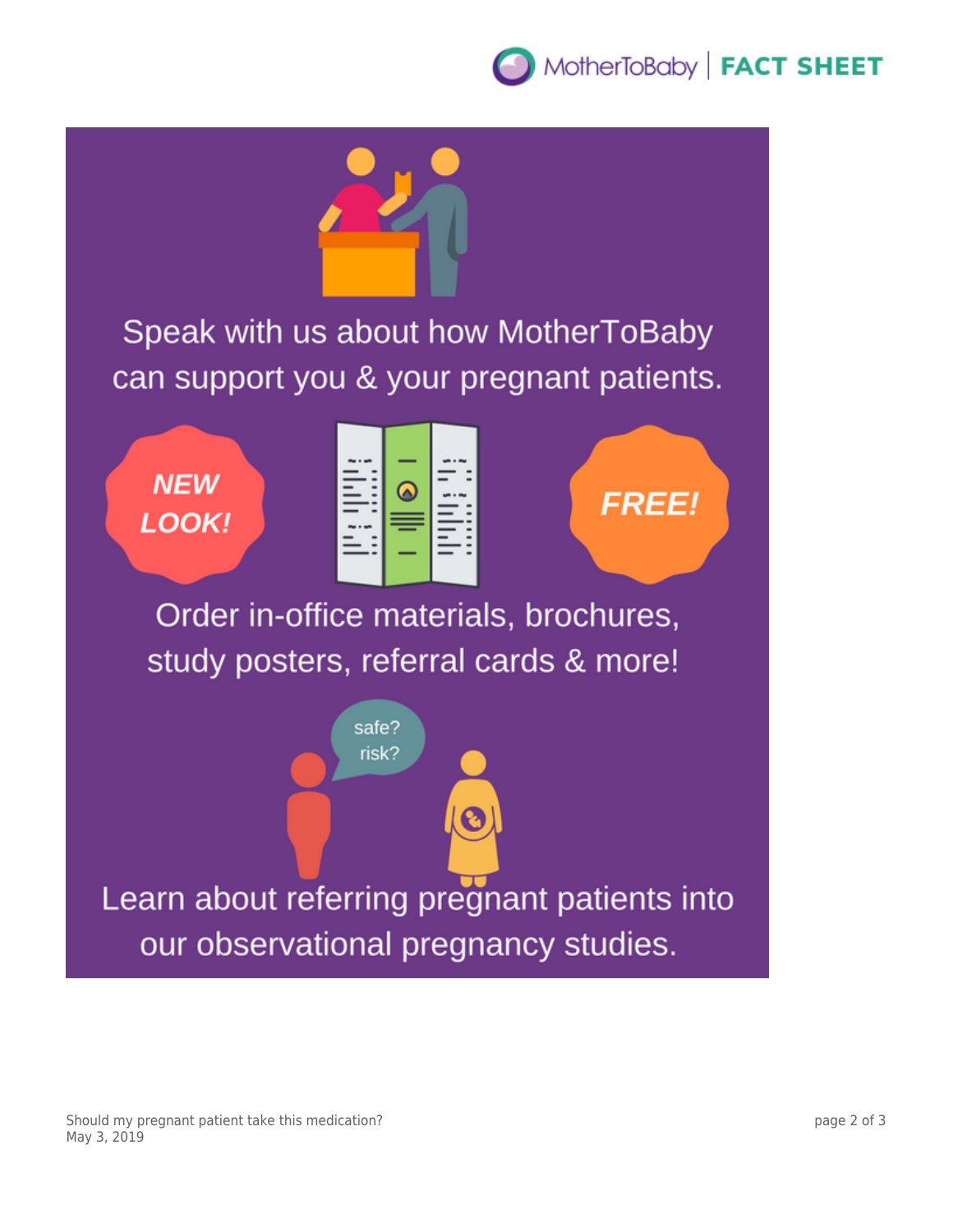Speak with us about how MotherToBaby can support you & your pregnant patients.

NEW LOOK!

FREE!

Order in-office materials, brochures, study posters, referral cards & more!

safe? risk?

Learn about referring pregnant patients into our observational pregnancy studies.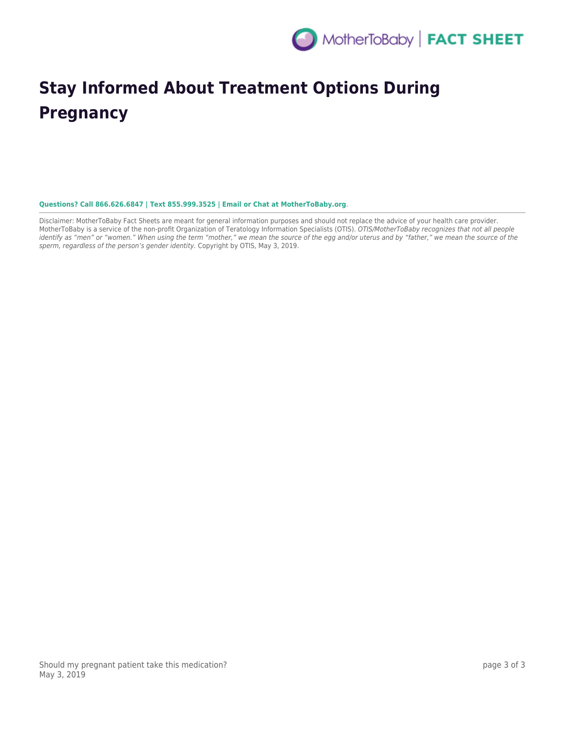# Stay Informed About Treatment Options During Pregnancy

**Questions? Call 866.626.6847 | Text 855.999.3525 | Email or Chat at MotherToBaby.org**.

---

Disclaimer: MotherToBaby Fact Sheets are meant for general information purposes and should not replace the advice of your health care provider. MotherToBaby is a service of the non-profit Organization of Teratology Information Specialists (OTIS). *OTIS/MotherToBaby recognizes that not all people identify as "men" or "women." When using the term "mother," we mean the source of the egg and/or uterus and by "father," we mean the source of the sperm, regardless of the person's gender identity*. Copyright by OTIS, May 3, 2019.